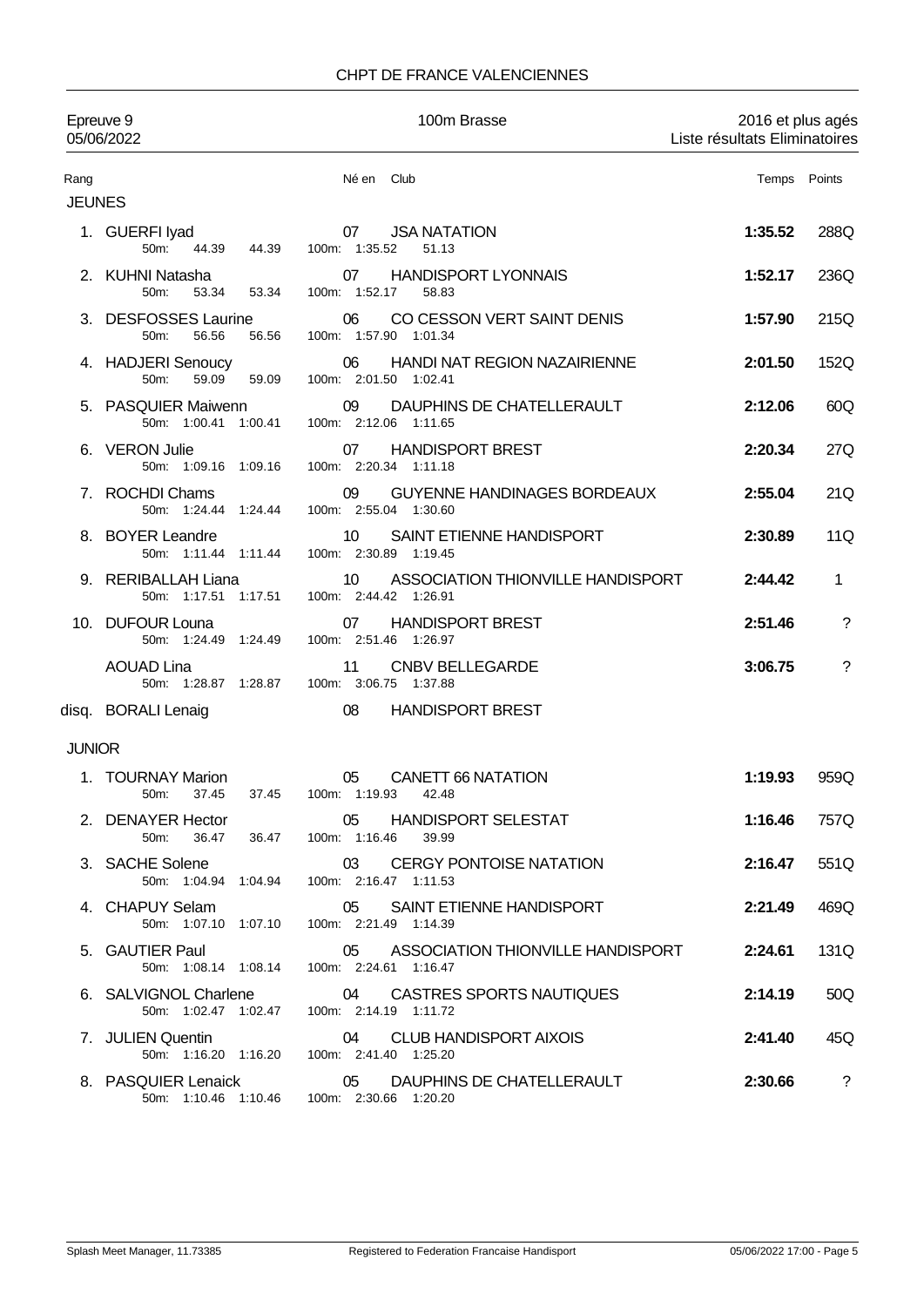# CHPT DE FRANCE VALENCIENNES

Epreuve 9 — 05/06/2022

100m Brasse

2016 et plus agés — Liste résultats Eliminatoires

| Rang | | Né en | Club | Temps | Points |
|---|---|---|---|---|---|
| **JEUNES** | | | | | |
| 1. | GUERFI Iyad<br>50m: 44.39 44.39 | 07 | JSA NATATION<br>100m: 1:35.52 51.13 | **1:35.52** | 288Q |
| 2. | KUHNI Natasha<br>50m: 53.34 53.34 | 07 | HANDISPORT LYONNAIS<br>100m: 1:52.17 58.83 | **1:52.17** | 236Q |
| 3. | DESFOSSES Laurine<br>50m: 56.56 56.56 | 06 | CO CESSON VERT SAINT DENIS<br>100m: 1:57.90 1:01.34 | **1:57.90** | 215Q |
| 4. | HADJERI Senoucy<br>50m: 59.09 59.09 | 06 | HANDI NAT REGION NAZAIRIENNE<br>100m: 2:01.50 1:02.41 | **2:01.50** | 152Q |
| 5. | PASQUIER Maiwenn<br>50m: 1:00.41 1:00.41 | 09 | DAUPHINS DE CHATELLERAULT<br>100m: 2:12.06 1:11.65 | **2:12.06** | 60Q |
| 6. | VERON Julie<br>50m: 1:09.16 1:09.16 | 07 | HANDISPORT BREST<br>100m: 2:20.34 1:11.18 | **2:20.34** | 27Q |
| 7. | ROCHDI Chams<br>50m: 1:24.44 1:24.44 | 09 | GUYENNE HANDINAGES BORDEAUX<br>100m: 2:55.04 1:30.60 | **2:55.04** | 21Q |
| 8. | BOYER Leandre<br>50m: 1:11.44 1:11.44 | 10 | SAINT ETIENNE HANDISPORT<br>100m: 2:30.89 1:19.45 | **2:30.89** | 11Q |
| 9. | RERIBALLAH Liana<br>50m: 1:17.51 1:17.51 | 10 | ASSOCIATION THIONVILLE HANDISPORT<br>100m: 2:44.42 1:26.91 | **2:44.42** | 1 |
| 10. | DUFOUR Louna<br>50m: 1:24.49 1:24.49 | 07 | HANDISPORT BREST<br>100m: 2:51.46 1:26.97 | **2:51.46** | ? |
| | AOUAD Lina<br>50m: 1:28.87 1:28.87 | 11 | CNBV BELLEGARDE<br>100m: 3:06.75 1:37.88 | **3:06.75** | ? |
| disq. | BORALI Lenaig | 08 | HANDISPORT BREST | | |
| **JUNIOR** | | | | | |
| 1. | TOURNAY Marion<br>50m: 37.45 37.45 | 05 | CANETT 66 NATATION<br>100m: 1:19.93 42.48 | **1:19.93** | 959Q |
| 2. | DENAYER Hector<br>50m: 36.47 36.47 | 05 | HANDISPORT SELESTAT<br>100m: 1:16.46 39.99 | **1:16.46** | 757Q |
| 3. | SACHE Solene<br>50m: 1:04.94 1:04.94 | 03 | CERGY PONTOISE NATATION<br>100m: 2:16.47 1:11.53 | **2:16.47** | 551Q |
| 4. | CHAPUY Selam<br>50m: 1:07.10 1:07.10 | 05 | SAINT ETIENNE HANDISPORT<br>100m: 2:21.49 1:14.39 | **2:21.49** | 469Q |
| 5. | GAUTIER Paul<br>50m: 1:08.14 1:08.14 | 05 | ASSOCIATION THIONVILLE HANDISPORT<br>100m: 2:24.61 1:16.47 | **2:24.61** | 131Q |
| 6. | SALVIGNOL Charlene<br>50m: 1:02.47 1:02.47 | 04 | CASTRES SPORTS NAUTIQUES<br>100m: 2:14.19 1:11.72 | **2:14.19** | 50Q |
| 7. | JULIEN Quentin<br>50m: 1:16.20 1:16.20 | 04 | CLUB HANDISPORT AIXOIS<br>100m: 2:41.40 1:25.20 | **2:41.40** | 45Q |
| 8. | PASQUIER Lenaick<br>50m: 1:10.46 1:10.46 | 05 | DAUPHINS DE CHATELLERAULT<br>100m: 2:30.66 1:20.20 | **2:30.66** | ? |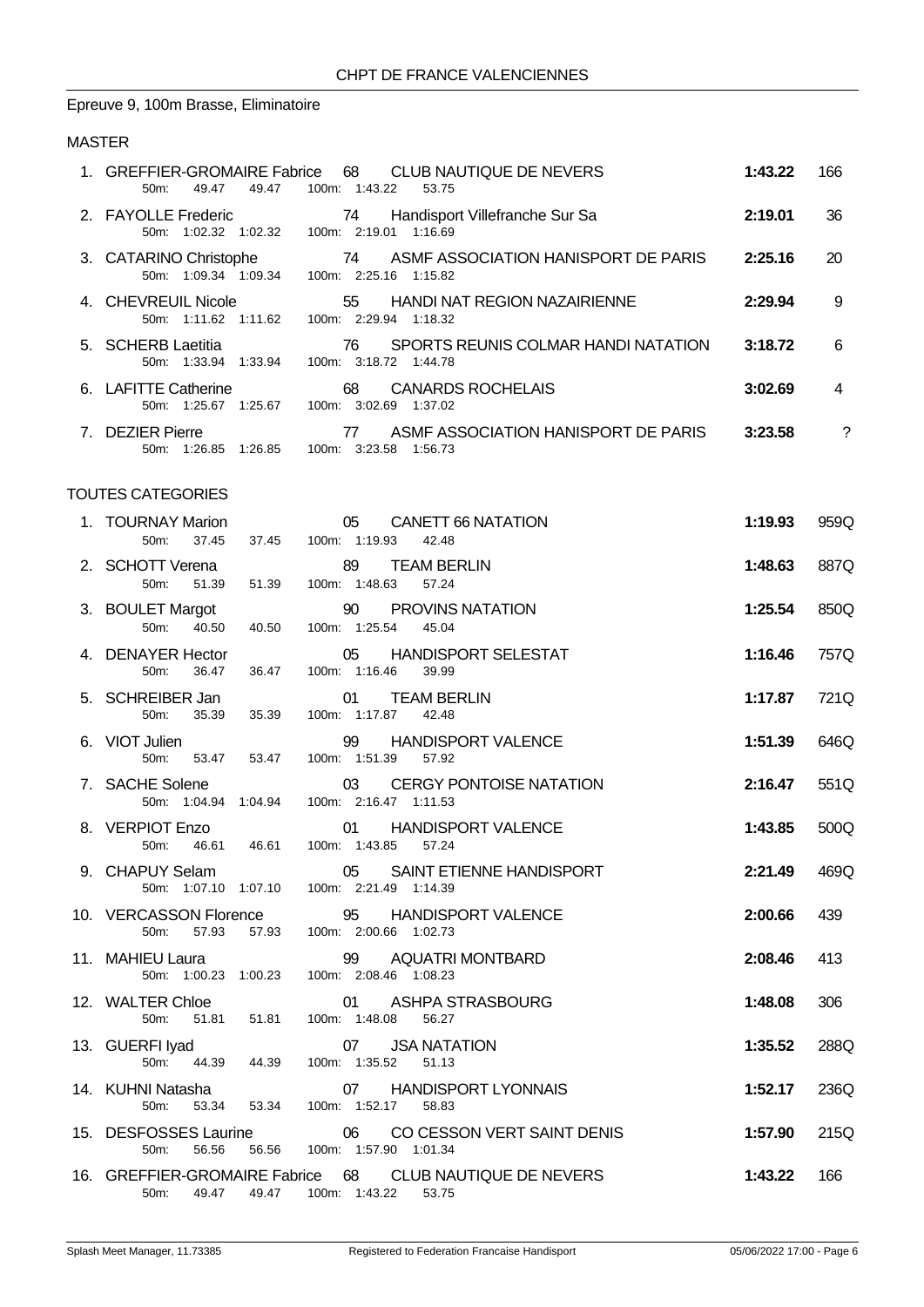CHPT DE FRANCE VALENCIENNES

## Epreuve 9, 100m Brasse, Eliminatoire

### MASTER

| Rang | Nom | Année | Club | Temps | Points |
|---|---|---|---|---|---|
| 1. | GREFFIER-GROMAIRE Fabrice | 68 | CLUB NAUTIQUE DE NEVERS | **1:43.22** | 166 |
| | 50m: 49.47 49.47 | | 100m: 1:43.22 53.75 | | |
| 2. | FAYOLLE Frederic | 74 | Handisport Villefranche Sur Sa | **2:19.01** | 36 |
| | 50m: 1:02.32 1:02.32 | | 100m: 2:19.01 1:16.69 | | |
| 3. | CATARINO Christophe | 74 | ASMF ASSOCIATION HANISPORT DE PARIS | **2:25.16** | 20 |
| | 50m: 1:09.34 1:09.34 | | 100m: 2:25.16 1:15.82 | | |
| 4. | CHEVREUIL Nicole | 55 | HANDI NAT REGION NAZAIRIENNE | **2:29.94** | 9 |
| | 50m: 1:11.62 1:11.62 | | 100m: 2:29.94 1:18.32 | | |
| 5. | SCHERB Laetitia | 76 | SPORTS REUNIS COLMAR HANDI NATATION | **3:18.72** | 6 |
| | 50m: 1:33.94 1:33.94 | | 100m: 3:18.72 1:44.78 | | |
| 6. | LAFITTE Catherine | 68 | CANARDS ROCHELAIS | **3:02.69** | 4 |
| | 50m: 1:25.67 1:25.67 | | 100m: 3:02.69 1:37.02 | | |
| 7. | DEZIER Pierre | 77 | ASMF ASSOCIATION HANISPORT DE PARIS | **3:23.58** | ? |
| | 50m: 1:26.85 1:26.85 | | 100m: 3:23.58 1:56.73 | | |

### TOUTES CATEGORIES

| Rang | Nom | Année | Club | Temps | Points |
|---|---|---|---|---|---|
| 1. | TOURNAY Marion | 05 | CANETT 66 NATATION | **1:19.93** | 959Q |
| | 50m: 37.45 37.45 | | 100m: 1:19.93 42.48 | | |
| 2. | SCHOTT Verena | 89 | TEAM BERLIN | **1:48.63** | 887Q |
| | 50m: 51.39 51.39 | | 100m: 1:48.63 57.24 | | |
| 3. | BOULET Margot | 90 | PROVINS NATATION | **1:25.54** | 850Q |
| | 50m: 40.50 40.50 | | 100m: 1:25.54 45.04 | | |
| 4. | DENAYER Hector | 05 | HANDISPORT SELESTAT | **1:16.46** | 757Q |
| | 50m: 36.47 36.47 | | 100m: 1:16.46 39.99 | | |
| 5. | SCHREIBER Jan | 01 | TEAM BERLIN | **1:17.87** | 721Q |
| | 50m: 35.39 35.39 | | 100m: 1:17.87 42.48 | | |
| 6. | VIOT Julien | 99 | HANDISPORT VALENCE | **1:51.39** | 646Q |
| | 50m: 53.47 53.47 | | 100m: 1:51.39 57.92 | | |
| 7. | SACHE Solene | 03 | CERGY PONTOISE NATATION | **2:16.47** | 551Q |
| | 50m: 1:04.94 1:04.94 | | 100m: 2:16.47 1:11.53 | | |
| 8. | VERPIOT Enzo | 01 | HANDISPORT VALENCE | **1:43.85** | 500Q |
| | 50m: 46.61 46.61 | | 100m: 1:43.85 57.24 | | |
| 9. | CHAPUY Selam | 05 | SAINT ETIENNE HANDISPORT | **2:21.49** | 469Q |
| | 50m: 1:07.10 1:07.10 | | 100m: 2:21.49 1:14.39 | | |
| 10. | VERCASSON Florence | 95 | HANDISPORT VALENCE | **2:00.66** | 439 |
| | 50m: 57.93 57.93 | | 100m: 2:00.66 1:02.73 | | |
| 11. | MAHIEU Laura | 99 | AQUATRI MONTBARD | **2:08.46** | 413 |
| | 50m: 1:00.23 1:00.23 | | 100m: 2:08.46 1:08.23 | | |
| 12. | WALTER Chloe | 01 | ASHPA STRASBOURG | **1:48.08** | 306 |
| | 50m: 51.81 51.81 | | 100m: 1:48.08 56.27 | | |
| 13. | GUERFI Iyad | 07 | JSA NATATION | **1:35.52** | 288Q |
| | 50m: 44.39 44.39 | | 100m: 1:35.52 51.13 | | |
| 14. | KUHNI Natasha | 07 | HANDISPORT LYONNAIS | **1:52.17** | 236Q |
| | 50m: 53.34 53.34 | | 100m: 1:52.17 58.83 | | |
| 15. | DESFOSSES Laurine | 06 | CO CESSON VERT SAINT DENIS | **1:57.90** | 215Q |
| | 50m: 56.56 56.56 | | 100m: 1:57.90 1:01.34 | | |
| 16. | GREFFIER-GROMAIRE Fabrice | 68 | CLUB NAUTIQUE DE NEVERS | **1:43.22** | 166 |
| | 50m: 49.47 49.47 | | 100m: 1:43.22 53.75 | | |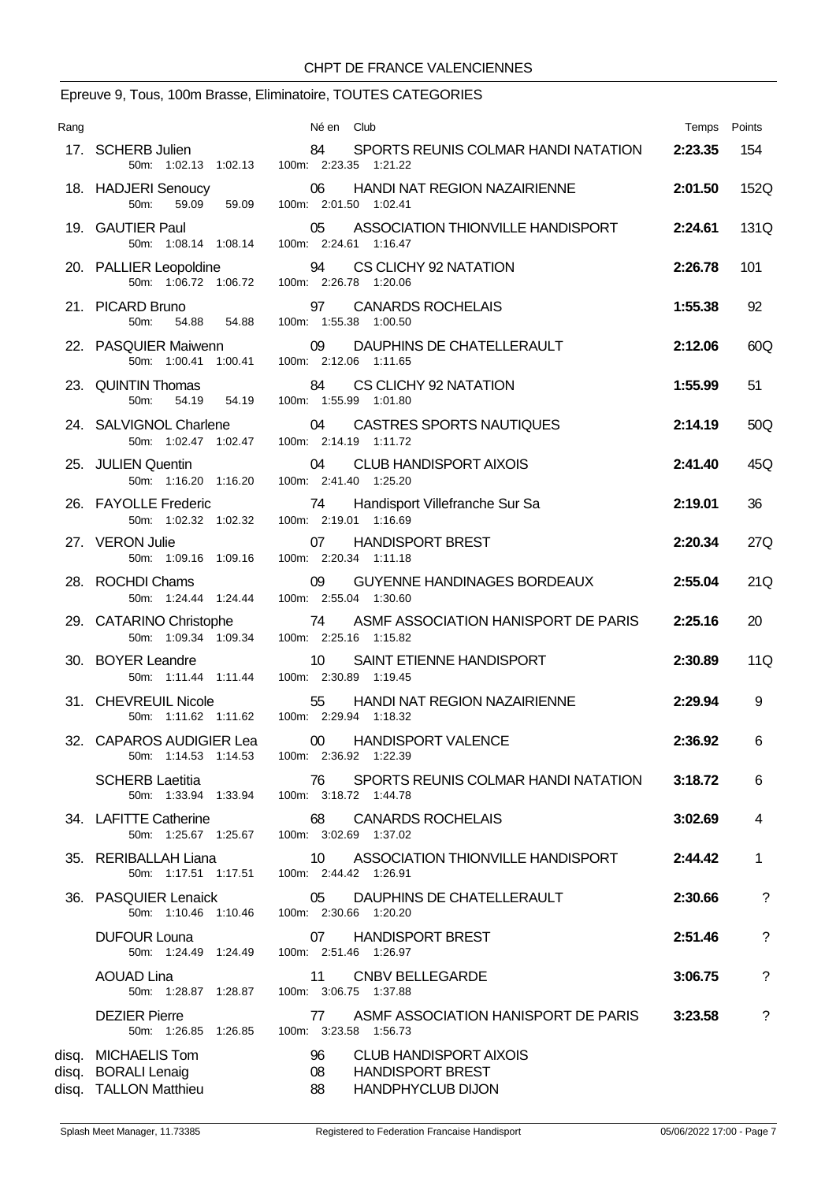CHPT DE FRANCE VALENCIENNES

## Epreuve 9, Tous, 100m Brasse, Eliminatoire, TOUTES CATEGORIES

| Rang | | Né en | Club | Temps | Points |
|---|---|---|---|---|---|
| 17. | SCHERB Julien<br>50m: 1:02.13 1:02.13 100m: 2:23.35 1:21.22 | 84 | SPORTS REUNIS COLMAR HANDI NATATION | **2:23.35** | 154 |
| 18. | HADJERI Senoucy<br>50m: 59.09 59.09 100m: 2:01.50 1:02.41 | 06 | HANDI NAT REGION NAZAIRIENNE | **2:01.50** | 152Q |
| 19. | GAUTIER Paul<br>50m: 1:08.14 1:08.14 100m: 2:24.61 1:16.47 | 05 | ASSOCIATION THIONVILLE HANDISPORT | **2:24.61** | 131Q |
| 20. | PALLIER Leopoldine<br>50m: 1:06.72 1:06.72 100m: 2:26.78 1:20.06 | 94 | CS CLICHY 92 NATATION | **2:26.78** | 101 |
| 21. | PICARD Bruno<br>50m: 54.88 54.88 100m: 1:55.38 1:00.50 | 97 | CANARDS ROCHELAIS | **1:55.38** | 92 |
| 22. | PASQUIER Maiwenn<br>50m: 1:00.41 1:00.41 100m: 2:12.06 1:11.65 | 09 | DAUPHINS DE CHATELLERAULT | **2:12.06** | 60Q |
| 23. | QUINTIN Thomas<br>50m: 54.19 54.19 100m: 1:55.99 1:01.80 | 84 | CS CLICHY 92 NATATION | **1:55.99** | 51 |
| 24. | SALVIGNOL Charlene<br>50m: 1:02.47 1:02.47 100m: 2:14.19 1:11.72 | 04 | CASTRES SPORTS NAUTIQUES | **2:14.19** | 50Q |
| 25. | JULIEN Quentin<br>50m: 1:16.20 1:16.20 100m: 2:41.40 1:25.20 | 04 | CLUB HANDISPORT AIXOIS | **2:41.40** | 45Q |
| 26. | FAYOLLE Frederic<br>50m: 1:02.32 1:02.32 100m: 2:19.01 1:16.69 | 74 | Handisport Villefranche Sur Sa | **2:19.01** | 36 |
| 27. | VERON Julie<br>50m: 1:09.16 1:09.16 100m: 2:20.34 1:11.18 | 07 | HANDISPORT BREST | **2:20.34** | 27Q |
| 28. | ROCHDI Chams<br>50m: 1:24.44 1:24.44 100m: 2:55.04 1:30.60 | 09 | GUYENNE HANDINAGES BORDEAUX | **2:55.04** | 21Q |
| 29. | CATARINO Christophe<br>50m: 1:09.34 1:09.34 100m: 2:25.16 1:15.82 | 74 | ASMF ASSOCIATION HANISPORT DE PARIS | **2:25.16** | 20 |
| 30. | BOYER Leandre<br>50m: 1:11.44 1:11.44 100m: 2:30.89 1:19.45 | 10 | SAINT ETIENNE HANDISPORT | **2:30.89** | 11Q |
| 31. | CHEVREUIL Nicole<br>50m: 1:11.62 1:11.62 100m: 2:29.94 1:18.32 | 55 | HANDI NAT REGION NAZAIRIENNE | **2:29.94** | 9 |
| 32. | CAPAROS AUDIGIER Lea<br>50m: 1:14.53 1:14.53 100m: 2:36.92 1:22.39 | 00 | HANDISPORT VALENCE | **2:36.92** | 6 |
| | SCHERB Laetitia<br>50m: 1:33.94 1:33.94 100m: 3:18.72 1:44.78 | 76 | SPORTS REUNIS COLMAR HANDI NATATION | **3:18.72** | 6 |
| 34. | LAFITTE Catherine<br>50m: 1:25.67 1:25.67 100m: 3:02.69 1:37.02 | 68 | CANARDS ROCHELAIS | **3:02.69** | 4 |
| 35. | RERIBALLAH Liana<br>50m: 1:17.51 1:17.51 100m: 2:44.42 1:26.91 | 10 | ASSOCIATION THIONVILLE HANDISPORT | **2:44.42** | 1 |
| 36. | PASQUIER Lenaick<br>50m: 1:10.46 1:10.46 100m: 2:30.66 1:20.20 | 05 | DAUPHINS DE CHATELLERAULT | **2:30.66** | ? |
| | DUFOUR Louna<br>50m: 1:24.49 1:24.49 100m: 2:51.46 1:26.97 | 07 | HANDISPORT BREST | **2:51.46** | ? |
| | AOUAD Lina<br>50m: 1:28.87 1:28.87 100m: 3:06.75 1:37.88 | 11 | CNBV BELLEGARDE | **3:06.75** | ? |
| | DEZIER Pierre<br>50m: 1:26.85 1:26.85 100m: 3:23.58 1:56.73 | 77 | ASMF ASSOCIATION HANISPORT DE PARIS | **3:23.58** | ? |
| disq. | MICHAELIS Tom | 96 | CLUB HANDISPORT AIXOIS | | |
| disq. | BORALI Lenaig | 08 | HANDISPORT BREST | | |
| disq. | TALLON Matthieu | 88 | HANDPHYCLUB DIJON | | |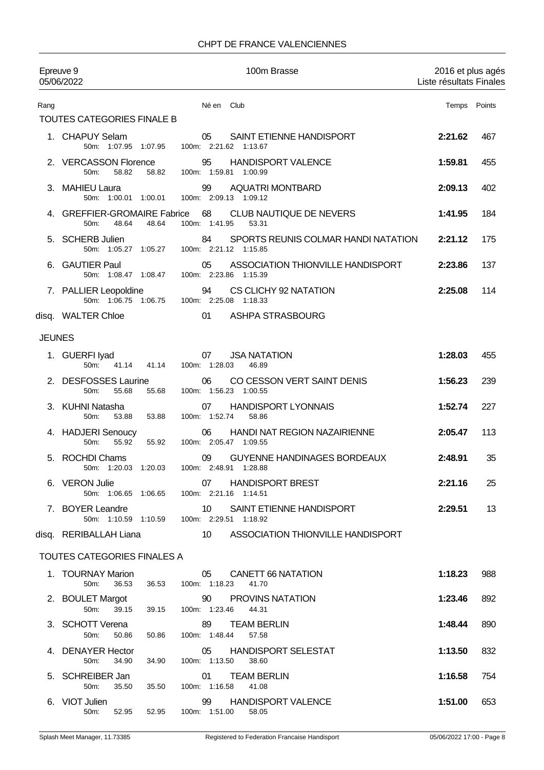## CHPT DE FRANCE VALENCIENNES

Epreuve 9 — 05/06/2022 — 100m Brasse — 2016 et plus agés — Liste résultats Finales

| Rang | | Né en | Club | Temps | Points |
|---|---|---|---|---|---|
| **TOUTES CATEGORIES FINALE B** | | | | | |
| 1. | CHAPUY Selam | 05 | SAINT ETIENNE HANDISPORT | **2:21.62** | 467 |
| | 50m: 1:07.95 1:07.95 | | 100m: 2:21.62 1:13.67 | | |
| 2. | VERCASSON Florence | 95 | HANDISPORT VALENCE | **1:59.81** | 455 |
| | 50m: 58.82 58.82 | | 100m: 1:59.81 1:00.99 | | |
| 3. | MAHIEU Laura | 99 | AQUATRI MONTBARD | **2:09.13** | 402 |
| | 50m: 1:00.01 1:00.01 | | 100m: 2:09.13 1:09.12 | | |
| 4. | GREFFIER-GROMAIRE Fabrice | 68 | CLUB NAUTIQUE DE NEVERS | **1:41.95** | 184 |
| | 50m: 48.64 48.64 | | 100m: 1:41.95 53.31 | | |
| 5. | SCHERB Julien | 84 | SPORTS REUNIS COLMAR HANDI NATATION | **2:21.12** | 175 |
| | 50m: 1:05.27 1:05.27 | | 100m: 2:21.12 1:15.85 | | |
| 6. | GAUTIER Paul | 05 | ASSOCIATION THIONVILLE HANDISPORT | **2:23.86** | 137 |
| | 50m: 1:08.47 1:08.47 | | 100m: 2:23.86 1:15.39 | | |
| 7. | PALLIER Leopoldine | 94 | CS CLICHY 92 NATATION | **2:25.08** | 114 |
| | 50m: 1:06.75 1:06.75 | | 100m: 2:25.08 1:18.33 | | |
| disq. | WALTER Chloe | 01 | ASHPA STRASBOURG | | |
| **JEUNES** | | | | | |
| 1. | GUERFI Iyad | 07 | JSA NATATION | **1:28.03** | 455 |
| | 50m: 41.14 41.14 | | 100m: 1:28.03 46.89 | | |
| 2. | DESFOSSES Laurine | 06 | CO CESSON VERT SAINT DENIS | **1:56.23** | 239 |
| | 50m: 55.68 55.68 | | 100m: 1:56.23 1:00.55 | | |
| 3. | KUHNI Natasha | 07 | HANDISPORT LYONNAIS | **1:52.74** | 227 |
| | 50m: 53.88 53.88 | | 100m: 1:52.74 58.86 | | |
| 4. | HADJERI Senoucy | 06 | HANDI NAT REGION NAZAIRIENNE | **2:05.47** | 113 |
| | 50m: 55.92 55.92 | | 100m: 2:05.47 1:09.55 | | |
| 5. | ROCHDI Chams | 09 | GUYENNE HANDINAGES BORDEAUX | **2:48.91** | 35 |
| | 50m: 1:20.03 1:20.03 | | 100m: 2:48.91 1:28.88 | | |
| 6. | VERON Julie | 07 | HANDISPORT BREST | **2:21.16** | 25 |
| | 50m: 1:06.65 1:06.65 | | 100m: 2:21.16 1:14.51 | | |
| 7. | BOYER Leandre | 10 | SAINT ETIENNE HANDISPORT | **2:29.51** | 13 |
| | 50m: 1:10.59 1:10.59 | | 100m: 2:29.51 1:18.92 | | |
| disq. | RERIBALLAH Liana | 10 | ASSOCIATION THIONVILLE HANDISPORT | | |
| **TOUTES CATEGORIES FINALES A** | | | | | |
| 1. | TOURNAY Marion | 05 | CANETT 66 NATATION | **1:18.23** | 988 |
| | 50m: 36.53 36.53 | | 100m: 1:18.23 41.70 | | |
| 2. | BOULET Margot | 90 | PROVINS NATATION | **1:23.46** | 892 |
| | 50m: 39.15 39.15 | | 100m: 1:23.46 44.31 | | |
| 3. | SCHOTT Verena | 89 | TEAM BERLIN | **1:48.44** | 890 |
| | 50m: 50.86 50.86 | | 100m: 1:48.44 57.58 | | |
| 4. | DENAYER Hector | 05 | HANDISPORT SELESTAT | **1:13.50** | 832 |
| | 50m: 34.90 34.90 | | 100m: 1:13.50 38.60 | | |
| 5. | SCHREIBER Jan | 01 | TEAM BERLIN | **1:16.58** | 754 |
| | 50m: 35.50 35.50 | | 100m: 1:16.58 41.08 | | |
| 6. | VIOT Julien | 99 | HANDISPORT VALENCE | **1:51.00** | 653 |
| | 50m: 52.95 52.95 | | 100m: 1:51.00 58.05 | | |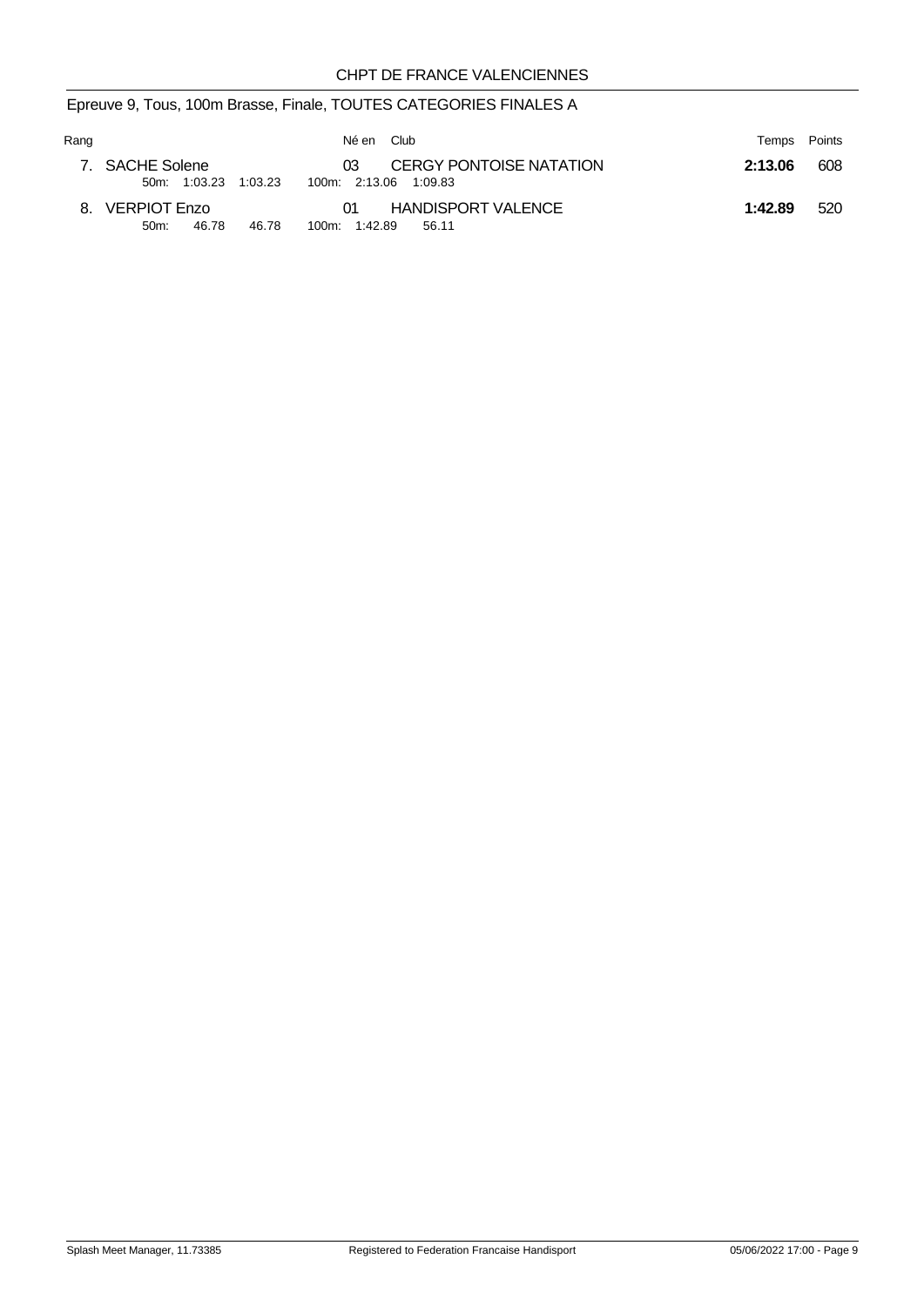## Epreuve 9, Tous, 100m Brasse, Finale, TOUTES CATEGORIES FINALES A

| Rang | | Né en | Club | Temps | Points |
|---|---|---|---|---|---|
| 7. | SACHE Solene | 03 | CERGY PONTOISE NATATION | **2:13.06** | 608 |
| | 50m: 1:03.23 1:03.23 | | 100m: 2:13.06 1:09.83 | | |
| 8. | VERPIOT Enzo | 01 | HANDISPORT VALENCE | **1:42.89** | 520 |
| | 50m: 46.78 46.78 | | 100m: 1:42.89 56.11 | | |